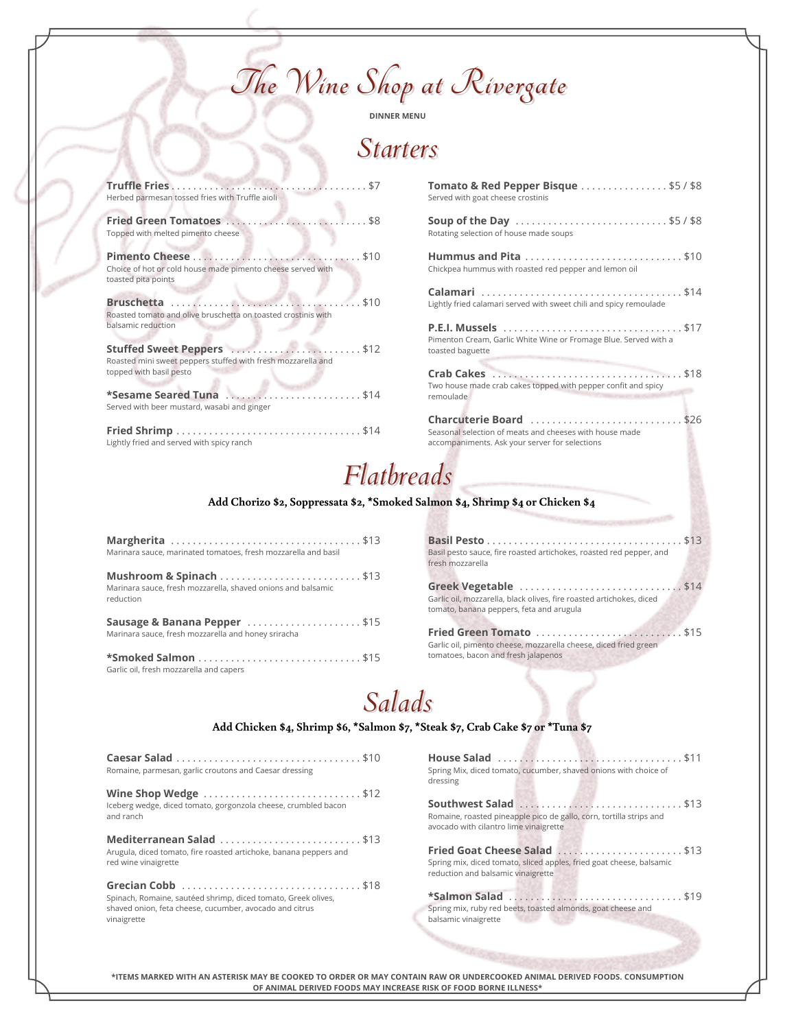# The Wine Shop at Rivergate

DINNER MENU

## Starters

**Truffle Fries** . . . . . . . . . . . . $7
Herbed parmesan tossed fries with Truffle aioli

**Fried Green Tomatoes** . . . . . . . . . . . . $8
Topped with melted pimento cheese

**Pimento Cheese** . . . . . . . . . . . . $10
Choice of hot or cold house made pimento cheese served with toasted pita points

**Bruschetta** . . . . . . . . . . . . $10
Roasted tomato and olive bruschetta on toasted crostinis with balsamic reduction

**Stuffed Sweet Peppers** . . . . . . . . . . . . $12
Roasted mini sweet peppers stuffed with fresh mozzarella and topped with basil pesto

***Sesame Seared Tuna** . . . . . . . . . . . . $14
Served with beer mustard, wasabi and ginger

**Fried Shrimp** . . . . . . . . . . . . $14
Lightly fried and served with spicy ranch

**Tomato & Red Pepper Bisque** . . . . . . . . . . . . $5 / $8
Served with goat cheese crostinis

**Soup of the Day** . . . . . . . . . . . . $5 / $8
Rotating selection of house made soups

**Hummus and Pita** . . . . . . . . . . . . $10
Chickpea hummus with roasted red pepper and lemon oil

**Calamari** . . . . . . . . . . . . $14
Lightly fried calamari served with sweet chili and spicy remoulade

**P.E.I. Mussels** . . . . . . . . . . . . $17
Pimenton Cream, Garlic White Wine or Fromage Blue. Served with a toasted baguette

**Crab Cakes** . . . . . . . . . . . . $18
Two house made crab cakes topped with pepper confit and spicy remoulade

**Charcuterie Board** . . . . . . . . . . . . $26
Seasonal selection of meats and cheeses with house made accompaniments. Ask your server for selections

## Flatbreads

**Add Chorizo $2, Soppressata $2, *Smoked Salmon $4, Shrimp $4 or Chicken $4**

**Margherita** . . . . . . . . . . . . $13
Marinara sauce, marinated tomatoes, fresh mozzarella and basil

**Mushroom & Spinach** . . . . . . . . . . . . $13
Marinara sauce, fresh mozzarella, shaved onions and balsamic reduction

**Sausage & Banana Pepper** . . . . . . . . . . . . $15
Marinara sauce, fresh mozzarella and honey sriracha

***Smoked Salmon** . . . . . . . . . . . . $15
Garlic oil, fresh mozzarella and capers

**Basil Pesto** . . . . . . . . . . . . $13
Basil pesto sauce, fire roasted artichokes, roasted red pepper, and fresh mozzarella

**Greek Vegetable** . . . . . . . . . . . . $14
Garlic oil, mozzarella, black olives, fire roasted artichokes, diced tomato, banana peppers, feta and arugula

**Fried Green Tomato** . . . . . . . . . . . . $15
Garlic oil, pimento cheese, mozzarella cheese, diced fried green tomatoes, bacon and fresh jalapenos

## Salads

**Add Chicken $4, Shrimp $6, *Salmon $7, *Steak $7, Crab Cake $7 or *Tuna $7**

**Caesar Salad** . . . . . . . . . . . . $10
Romaine, parmesan, garlic croutons and Caesar dressing

**Wine Shop Wedge** . . . . . . . . . . . . $12
Iceberg wedge, diced tomato, gorgonzola cheese, crumbled bacon and ranch

**Mediterranean Salad** . . . . . . . . . . . . $13
Arugula, diced tomato, fire roasted artichoke, banana peppers and red wine vinaigrette

**Grecian Cobb** . . . . . . . . . . . . $18
Spinach, Romaine, sautéed shrimp, diced tomato, Greek olives, shaved onion, feta cheese, cucumber, avocado and citrus vinaigrette

**House Salad** . . . . . . . . . . . . $11
Spring Mix, diced tomato, cucumber, shaved onions with choice of dressing

**Southwest Salad** . . . . . . . . . . . . $13
Romaine, roasted pineapple pico de gallo, corn, tortilla strips and avocado with cilantro lime vinaigrette

**Fried Goat Cheese Salad** . . . . . . . . . . . . $13
Spring mix, diced tomato, sliced apples, fried goat cheese, balsamic reduction and balsamic vinaigrette

***Salmon Salad** . . . . . . . . . . . . $19
Spring mix, ruby red beets, toasted almonds, goat cheese and balsamic vinaigrette

**\*ITEMS MARKED WITH AN ASTERISK MAY BE COOKED TO ORDER OR MAY CONTAIN RAW OR UNDERCOOKED ANIMAL DERIVED FOODS. CONSUMPTION OF ANIMAL DERIVED FOODS MAY INCREASE RISK OF FOOD BORNE ILLNESS\***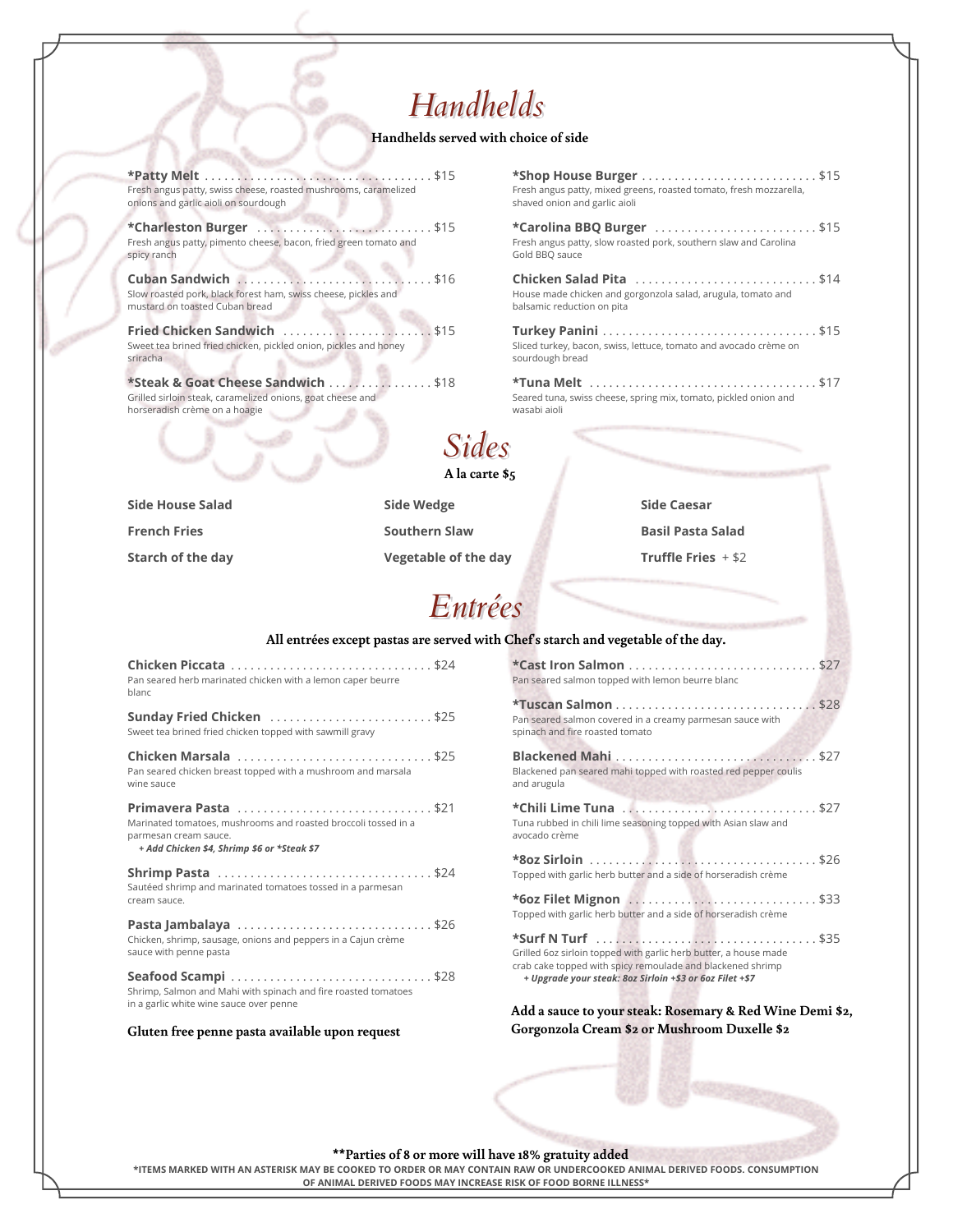# Handhelds

**Handhelds served with choice of side**

**\*Patty Melt** . . . . . . . . . . . . . . . . . . . . . . . . . . . . . . . . . . . $15
Fresh angus patty, swiss cheese, roasted mushrooms, caramelized onions and garlic aioli on sourdough

**\*Charleston Burger** . . . . . . . . . . . . . . . . . . . . . . . . . . $15
Fresh angus patty, pimento cheese, bacon, fried green tomato and spicy ranch

**Cuban Sandwich** . . . . . . . . . . . . . . . . . . . . . . . . . . . . . $16
Slow roasted pork, black forest ham, swiss cheese, pickles and mustard on toasted Cuban bread

**Fried Chicken Sandwich** . . . . . . . . . . . . . . . . . . . . . . . $15
Sweet tea brined fried chicken, pickled onion, pickles and honey sriracha

**\*Steak & Goat Cheese Sandwich** . . . . . . . . . . . . . . . . $18
Grilled sirloin steak, caramelized onions, goat cheese and horseradish crème on a hoagie

**\*Shop House Burger** . . . . . . . . . . . . . . . . . . . . . . . . . . . $15
Fresh angus patty, mixed greens, roasted tomato, fresh mozzarella, shaved onion and garlic aioli

**\*Carolina BBQ Burger** . . . . . . . . . . . . . . . . . . . . . . . . . $15
Fresh angus patty, slow roasted pork, southern slaw and Carolina Gold BBQ sauce

**Chicken Salad Pita** . . . . . . . . . . . . . . . . . . . . . . . . . . . $14
House made chicken and gorgonzola salad, arugula, tomato and balsamic reduction on pita

**Turkey Panini** . . . . . . . . . . . . . . . . . . . . . . . . . . . . . . . . $15
Sliced turkey, bacon, swiss, lettuce, tomato and avocado crème on sourdough bread

**\*Tuna Melt** . . . . . . . . . . . . . . . . . . . . . . . . . . . . . . . . . . $17
Seared tuna, swiss cheese, spring mix, tomato, pickled onion and wasabi aioli

# Sides

**A la carte $5**

**Side House Salad**

**French Fries**

**Starch of the day**

**Side Wedge**

**Southern Slaw**

**Vegetable of the day**

**Side Caesar**

**Basil Pasta Salad**

**Truffle Fries** + $2

# Entrées

**All entrées except pastas are served with Chef's starch and vegetable of the day.**

**Chicken Piccata** . . . . . . . . . . . . . . . . . . . . . . . . . . . . . . $24
Pan seared herb marinated chicken with a lemon caper beurre blanc

**Sunday Fried Chicken** . . . . . . . . . . . . . . . . . . . . . . . . . $25
Sweet tea brined fried chicken topped with sawmill gravy

**Chicken Marsala** . . . . . . . . . . . . . . . . . . . . . . . . . . . . . $25
Pan seared chicken breast topped with a mushroom and marsala wine sauce

**Primavera Pasta** . . . . . . . . . . . . . . . . . . . . . . . . . . . . . $21
Marinated tomatoes, mushrooms and roasted broccoli tossed in a parmesan cream sauce.
*+ Add Chicken $4, Shrimp $6 or \*Steak $7*

**Shrimp Pasta** . . . . . . . . . . . . . . . . . . . . . . . . . . . . . . . . $24
Sautéed shrimp and marinated tomatoes tossed in a parmesan cream sauce.

**Pasta Jambalaya** . . . . . . . . . . . . . . . . . . . . . . . . . . . . . $26
Chicken, shrimp, sausage, onions and peppers in a Cajun crème sauce with penne pasta

**Seafood Scampi** . . . . . . . . . . . . . . . . . . . . . . . . . . . . . . $28
Shrimp, Salmon and Mahi with spinach and fire roasted tomatoes in a garlic white wine sauce over penne

**Gluten free penne pasta available upon request**

**\*Cast Iron Salmon** . . . . . . . . . . . . . . . . . . . . . . . . . . . . $27
Pan seared salmon topped with lemon beurre blanc

**\*Tuscan Salmon** . . . . . . . . . . . . . . . . . . . . . . . . . . . . . . $28
Pan seared salmon covered in a creamy parmesan sauce with spinach and fire roasted tomato

**Blackened Mahi** . . . . . . . . . . . . . . . . . . . . . . . . . . . . . . $27
Blackened pan seared mahi topped with roasted red pepper coulis and arugula

**\*Chili Lime Tuna** . . . . . . . . . . . . . . . . . . . . . . . . . . . . . $27
Tuna rubbed in chili lime seasoning topped with Asian slaw and avocado crème

**\*8oz Sirloin** . . . . . . . . . . . . . . . . . . . . . . . . . . . . . . . . . $26
Topped with garlic herb butter and a side of horseradish crème

**\*6oz Filet Mignon** . . . . . . . . . . . . . . . . . . . . . . . . . . . . $33
Topped with garlic herb butter and a side of horseradish crème

**\*Surf N Turf** . . . . . . . . . . . . . . . . . . . . . . . . . . . . . . . . $35
Grilled 6oz sirloin topped with garlic herb butter, a house made crab cake topped with spicy remoulade and blackened shrimp
*+ Upgrade your steak: 8oz Sirloin +$3 or 6oz Filet +$7*

**Add a sauce to your steak: Rosemary & Red Wine Demi $2, Gorgonzola Cream $2 or Mushroom Duxelle $2**

**\*\*Parties of 8 or more will have 18% gratuity added**

**\*ITEMS MARKED WITH AN ASTERISK MAY BE COOKED TO ORDER OR MAY CONTAIN RAW OR UNDERCOOKED ANIMAL DERIVED FOODS. CONSUMPTION OF ANIMAL DERIVED FOODS MAY INCREASE RISK OF FOOD BORNE ILLNESS\***